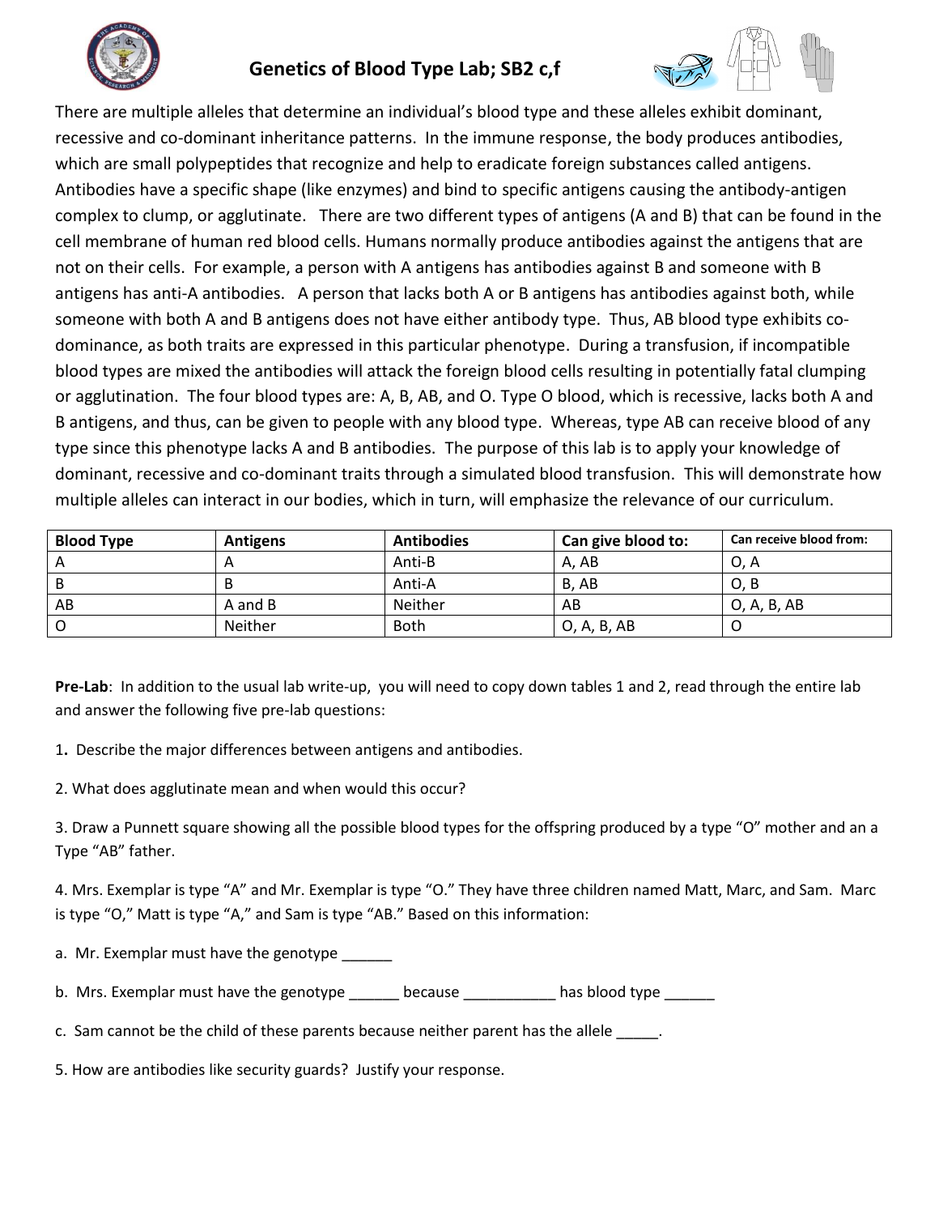# Genetics of Blood Type Lab; SB2 c,f

There are multiple alleles that determine an individual's blood type and these alleles exhibit dominant, recessive and co-dominant inheritance patterns. In the immune response, the body produces antibodies, which are small polypeptides that recognize and help to eradicate foreign substances called antigens. Antibodies have a specific shape (like enzymes) and bind to specific antigens causing the antibody-antigen complex to clump, or agglutinate. There are two different types of antigens (A and B) that can be found in the cell membrane of human red blood cells. Humans normally produce antibodies against the antigens that are not on their cells. For example, a person with A antigens has antibodies against B and someone with B antigens has anti-A antibodies. A person that lacks both A or B antigens has antibodies against both, while someone with both A and B antigens does not have either antibody type. Thus, AB blood type exhibits co-dominance, as both traits are expressed in this particular phenotype. During a transfusion, if incompatible blood types are mixed the antibodies will attack the foreign blood cells resulting in potentially fatal clumping or agglutination. The four blood types are: A, B, AB, and O. Type O blood, which is recessive, lacks both A and B antigens, and thus, can be given to people with any blood type. Whereas, type AB can receive blood of any type since this phenotype lacks A and B antibodies. The purpose of this lab is to apply your knowledge of dominant, recessive and co-dominant traits through a simulated blood transfusion. This will demonstrate how multiple alleles can interact in our bodies, which in turn, will emphasize the relevance of our curriculum.

| Blood Type | Antigens | Antibodies | Can give blood to: | Can receive blood from: |
|---|---|---|---|---|
| A | A | Anti-B | A, AB | O, A |
| B | B | Anti-A | B, AB | O, B |
| AB | A and B | Neither | AB | O, A, B, AB |
| O | Neither | Both | O, A, B, AB | O |

**Pre-Lab**: In addition to the usual lab write-up, you will need to copy down tables 1 and 2, read through the entire lab and answer the following five pre-lab questions:

1. Describe the major differences between antigens and antibodies.

2. What does agglutinate mean and when would this occur?

3. Draw a Punnett square showing all the possible blood types for the offspring produced by a type "O" mother and an a Type "AB" father.

4. Mrs. Exemplar is type "A" and Mr. Exemplar is type "O." They have three children named Matt, Marc, and Sam. Marc is type "O," Matt is type "A," and Sam is type "AB." Based on this information:

a. Mr. Exemplar must have the genotype ______

b. Mrs. Exemplar must have the genotype ______ because ___________ has blood type ______

c. Sam cannot be the child of these parents because neither parent has the allele _____.

5. How are antibodies like security guards? Justify your response.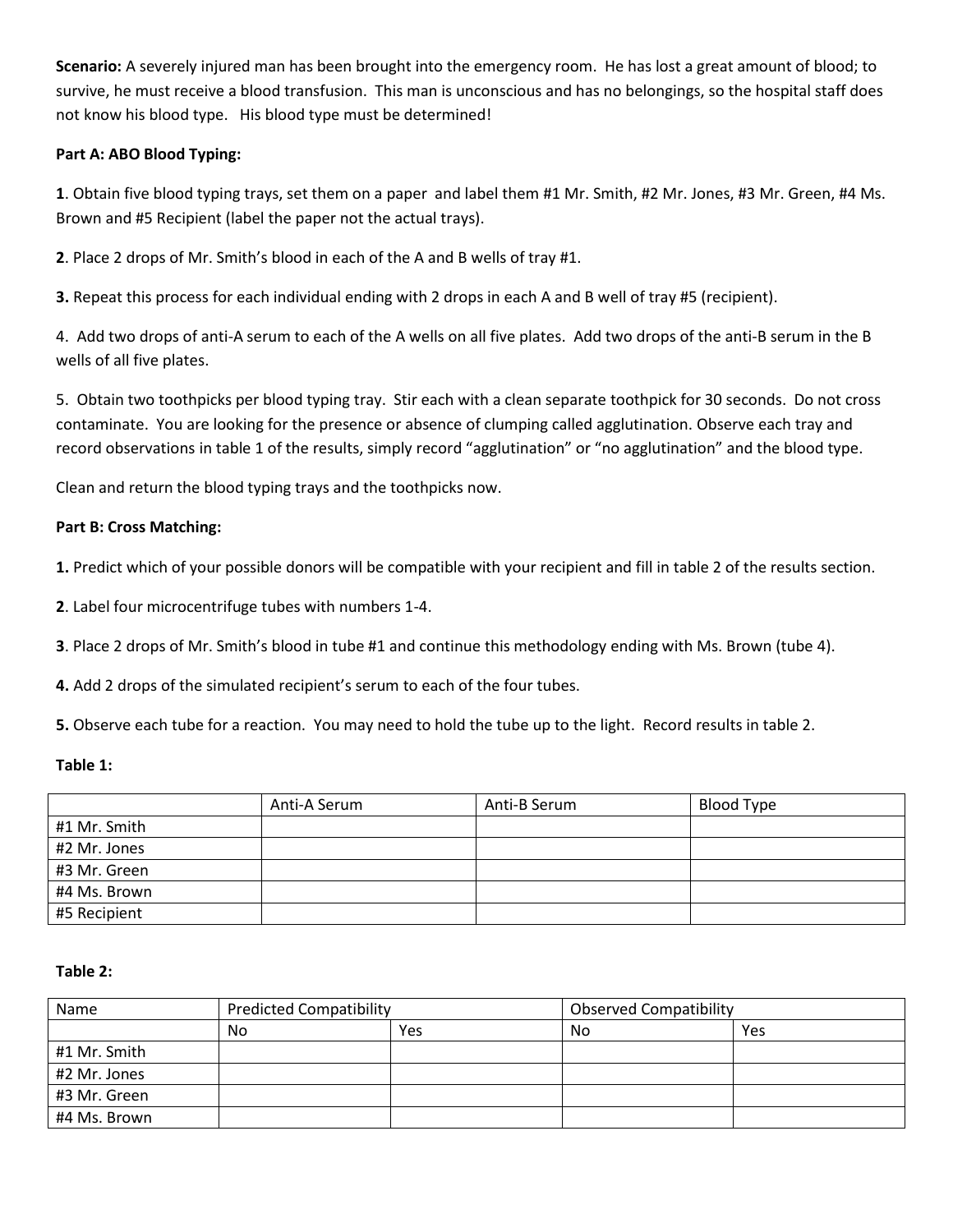**Scenario:** A severely injured man has been brought into the emergency room. He has lost a great amount of blood; to survive, he must receive a blood transfusion. This man is unconscious and has no belongings, so the hospital staff does not know his blood type. His blood type must be determined!

**Part A: ABO Blood Typing:**

**1**. Obtain five blood typing trays, set them on a paper and label them #1 Mr. Smith, #2 Mr. Jones, #3 Mr. Green, #4 Ms. Brown and #5 Recipient (label the paper not the actual trays).

**2**. Place 2 drops of Mr. Smith's blood in each of the A and B wells of tray #1.

**3.** Repeat this process for each individual ending with 2 drops in each A and B well of tray #5 (recipient).

4. Add two drops of anti-A serum to each of the A wells on all five plates. Add two drops of the anti-B serum in the B wells of all five plates.

5. Obtain two toothpicks per blood typing tray. Stir each with a clean separate toothpick for 30 seconds. Do not cross contaminate. You are looking for the presence or absence of clumping called agglutination. Observe each tray and record observations in table 1 of the results, simply record "agglutination" or "no agglutination" and the blood type.

Clean and return the blood typing trays and the toothpicks now.

**Part B: Cross Matching:**

**1.** Predict which of your possible donors will be compatible with your recipient and fill in table 2 of the results section.

**2**. Label four microcentrifuge tubes with numbers 1-4.

**3**. Place 2 drops of Mr. Smith's blood in tube #1 and continue this methodology ending with Ms. Brown (tube 4).

**4.** Add 2 drops of the simulated recipient's serum to each of the four tubes.

**5.** Observe each tube for a reaction. You may need to hold the tube up to the light. Record results in table 2.

**Table 1:**

| | Anti-A Serum | Anti-B Serum | Blood Type |
|---|---|---|---|
| #1 Mr. Smith | | | |
| #2 Mr. Jones | | | |
| #3 Mr. Green | | | |
| #4 Ms. Brown | | | |
| #5 Recipient | | | |

**Table 2:**

| Name | Predicted Compatibility | | Observed Compatibility | |
|---|---|---|---|---|
| | No | Yes | No | Yes |
| #1 Mr. Smith | | | | |
| #2 Mr. Jones | | | | |
| #3 Mr. Green | | | | |
| #4 Ms. Brown | | | | |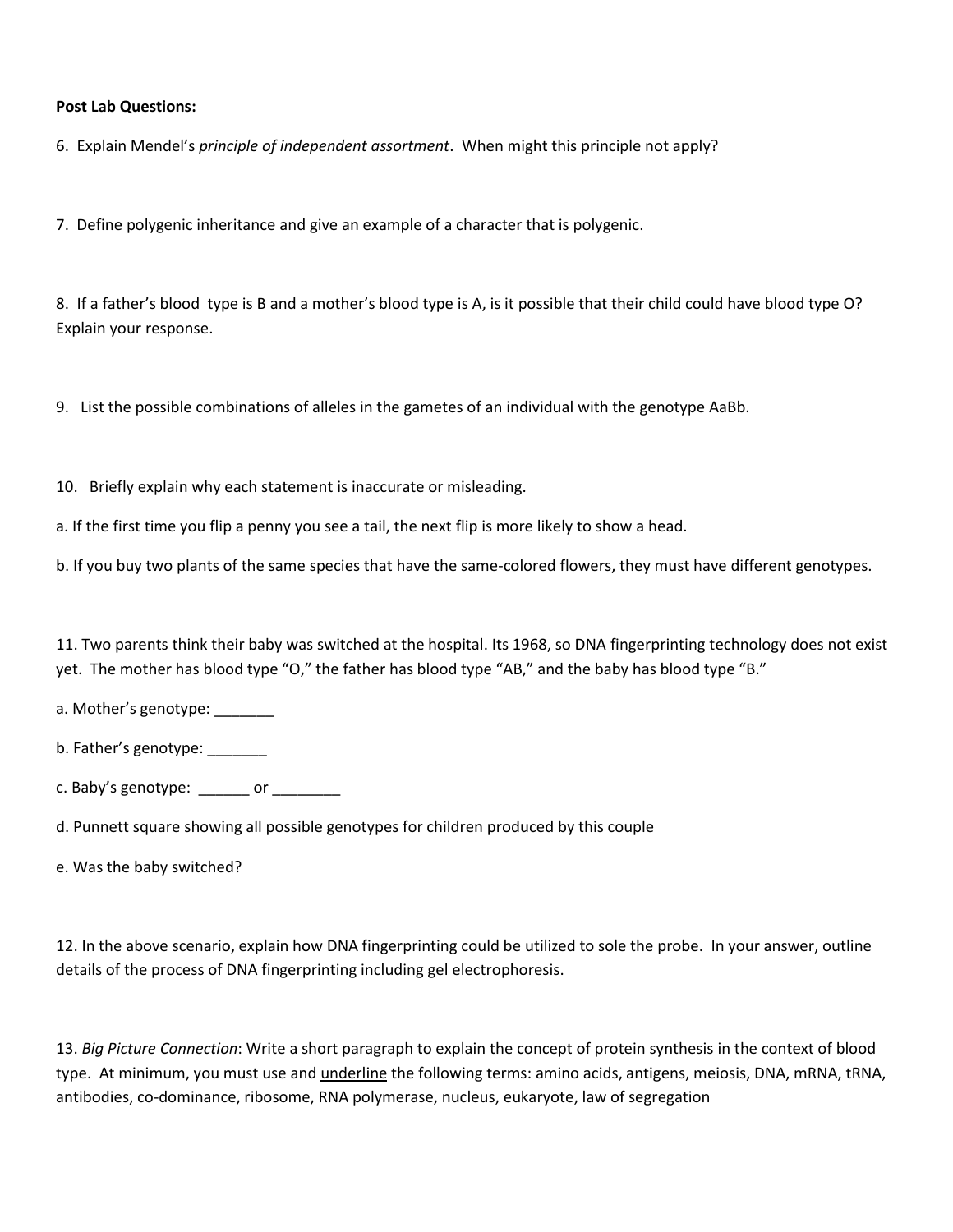**Post Lab Questions:**

6. Explain Mendel's *principle of independent assortment*. When might this principle not apply?

7. Define polygenic inheritance and give an example of a character that is polygenic.

8. If a father's blood type is B and a mother's blood type is A, is it possible that their child could have blood type O? Explain your response.

9. List the possible combinations of alleles in the gametes of an individual with the genotype AaBb.

10. Briefly explain why each statement is inaccurate or misleading.

a. If the first time you flip a penny you see a tail, the next flip is more likely to show a head.

b. If you buy two plants of the same species that have the same-colored flowers, they must have different genotypes.

11. Two parents think their baby was switched at the hospital. Its 1968, so DNA fingerprinting technology does not exist yet. The mother has blood type "O," the father has blood type "AB," and the baby has blood type "B."

a. Mother's genotype: _______

b. Father's genotype: _______

c. Baby's genotype: ______ or ________

d. Punnett square showing all possible genotypes for children produced by this couple

e. Was the baby switched?

12. In the above scenario, explain how DNA fingerprinting could be utilized to sole the probe. In your answer, outline details of the process of DNA fingerprinting including gel electrophoresis.

13. *Big Picture Connection*: Write a short paragraph to explain the concept of protein synthesis in the context of blood type. At minimum, you must use and <u>underline</u> the following terms: amino acids, antigens, meiosis, DNA, mRNA, tRNA, antibodies, co-dominance, ribosome, RNA polymerase, nucleus, eukaryote, law of segregation